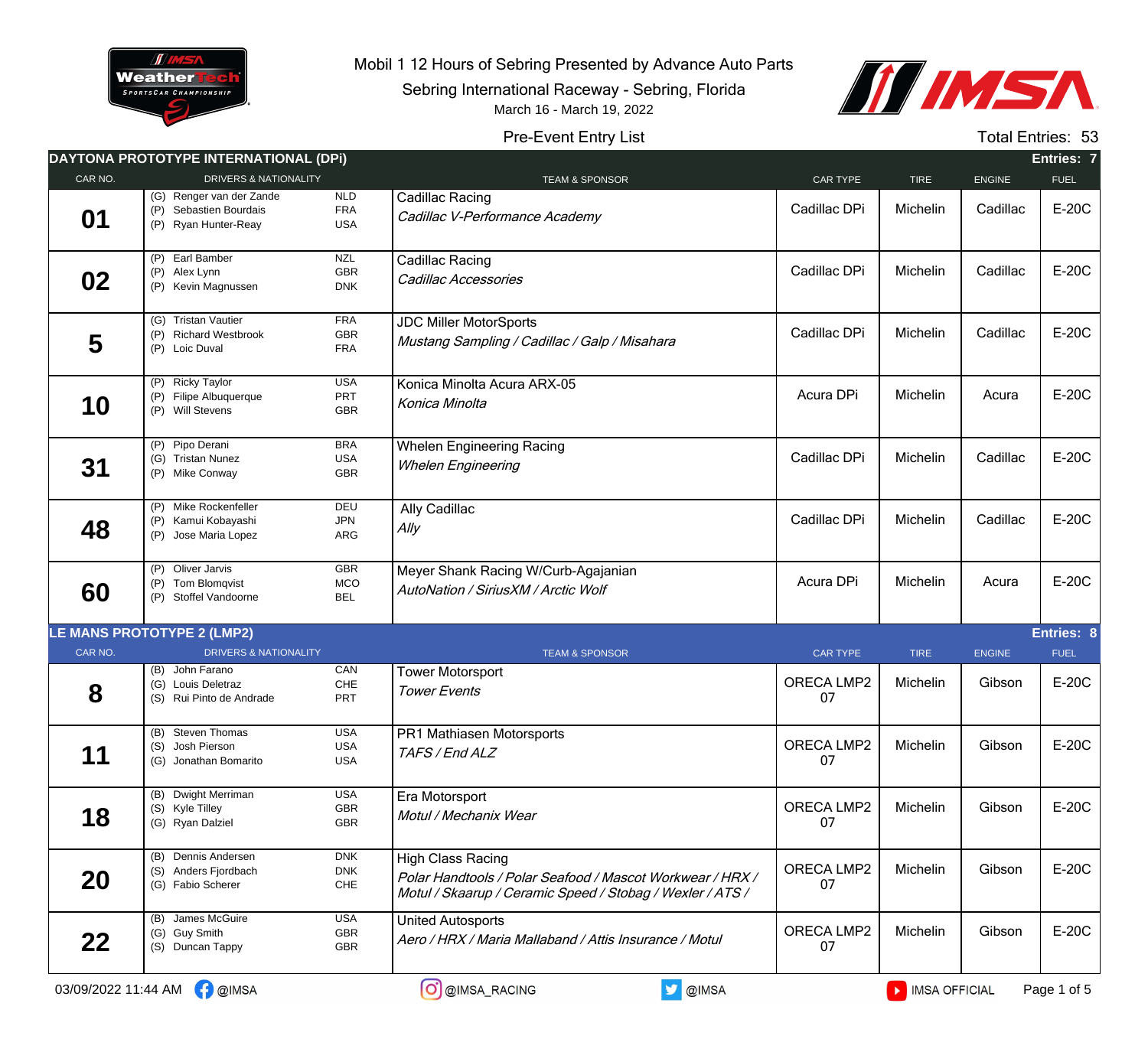Mobil 1 12 Hours of Sebring Presented by Advance Auto Parts

Sebring International Raceway - Sebring, Florida

March 16 - March 19, 2022

Pre-Event Entry List

Total Entries: 53

## DAYTONA PROTOTYPE INTERNATIONAL (DPi) — Entries: 7

| CAR NO. | DRIVERS & NATIONALITY | TEAM & SPONSOR | CAR TYPE | TIRE | ENGINE | FUEL |
|---|---|---|---|---|---|---|
| 01 | (G) Renger van der Zande NLD<br>(P) Sebastien Bourdais FRA<br>(P) Ryan Hunter-Reay USA | Cadillac Racing<br>*Cadillac V-Performance Academy* | Cadillac DPi | Michelin | Cadillac | E-20C |
| 02 | (P) Earl Bamber NZL<br>(P) Alex Lynn GBR<br>(P) Kevin Magnussen DNK | Cadillac Racing<br>*Cadillac Accessories* | Cadillac DPi | Michelin | Cadillac | E-20C |
| 5 | (G) Tristan Vautier FRA<br>(P) Richard Westbrook GBR<br>(P) Loic Duval FRA | JDC Miller MotorSports<br>*Mustang Sampling / Cadillac / Galp / Misahara* | Cadillac DPi | Michelin | Cadillac | E-20C |
| 10 | (P) Ricky Taylor USA<br>(P) Filipe Albuquerque PRT<br>(P) Will Stevens GBR | Konica Minolta Acura ARX-05<br>*Konica Minolta* | Acura DPi | Michelin | Acura | E-20C |
| 31 | (P) Pipo Derani BRA<br>(G) Tristan Nunez USA<br>(P) Mike Conway GBR | Whelen Engineering Racing<br>*Whelen Engineering* | Cadillac DPi | Michelin | Cadillac | E-20C |
| 48 | (P) Mike Rockenfeller DEU<br>(P) Kamui Kobayashi JPN<br>(P) Jose Maria Lopez ARG | Ally Cadillac<br>*Ally* | Cadillac DPi | Michelin | Cadillac | E-20C |
| 60 | (P) Oliver Jarvis GBR<br>(P) Tom Blomqvist MCO<br>(P) Stoffel Vandoorne BEL | Meyer Shank Racing W/Curb-Agajanian<br>*AutoNation / SiriusXM / Arctic Wolf* | Acura DPi | Michelin | Acura | E-20C |

## LE MANS PROTOTYPE 2 (LMP2) — Entries: 8

| CAR NO. | DRIVERS & NATIONALITY | TEAM & SPONSOR | CAR TYPE | TIRE | ENGINE | FUEL |
|---|---|---|---|---|---|---|
| 8 | (B) John Farano CAN<br>(G) Louis Deletraz CHE<br>(S) Rui Pinto de Andrade PRT | Tower Motorsport<br>*Tower Events* | ORECA LMP2 07 | Michelin | Gibson | E-20C |
| 11 | (B) Steven Thomas USA<br>(S) Josh Pierson USA<br>(G) Jonathan Bomarito USA | PR1 Mathiasen Motorsports<br>*TAFS / End ALZ* | ORECA LMP2 07 | Michelin | Gibson | E-20C |
| 18 | (B) Dwight Merriman USA<br>(S) Kyle Tilley GBR<br>(G) Ryan Dalziel GBR | Era Motorsport<br>*Motul / Mechanix Wear* | ORECA LMP2 07 | Michelin | Gibson | E-20C |
| 20 | (B) Dennis Andersen DNK<br>(S) Anders Fjordbach DNK<br>(G) Fabio Scherer CHE | High Class Racing<br>*Polar Handtools / Polar Seafood / Mascot Workwear / HRX / Motul / Skaarup / Ceramic Speed / Stobag / Wexler / ATS /* | ORECA LMP2 07 | Michelin | Gibson | E-20C |
| 22 | (B) James McGuire USA<br>(G) Guy Smith GBR<br>(S) Duncan Tappy GBR | United Autosports<br>*Aero / HRX / Maria Mallaband / Attis Insurance / Motul* | ORECA LMP2 07 | Michelin | Gibson | E-20C |

03/09/2022 11:44 AM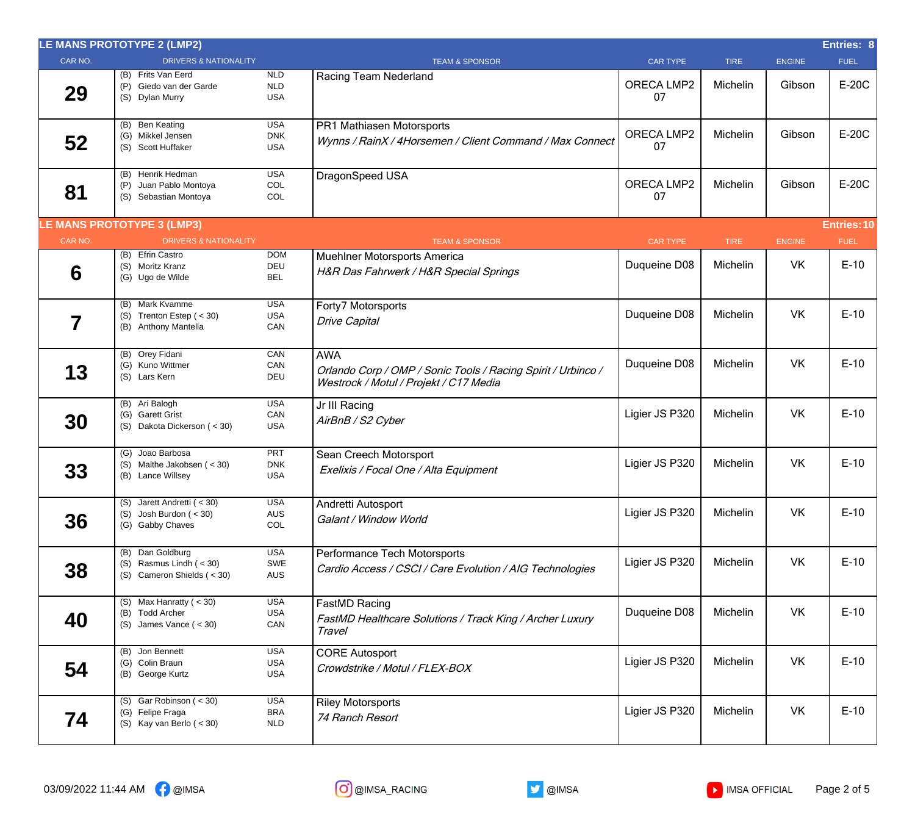## LE MANS PROTOTYPE 2 (LMP2)

Entries: 8

| CAR NO. | DRIVERS & NATIONALITY | TEAM & SPONSOR | CAR TYPE | TIRE | ENGINE | FUEL |
|---|---|---|---|---|---|---|
| 29 | (B) Frits Van Eerd NLD<br>(P) Giedo van der Garde NLD<br>(S) Dylan Murry USA | Racing Team Nederland | ORECA LMP2 07 | Michelin | Gibson | E-20C |
| 52 | (B) Ben Keating USA<br>(G) Mikkel Jensen DNK<br>(S) Scott Huffaker USA | PR1 Mathiasen Motorsports<br>*Wynns / RainX / 4Horsemen / Client Command / Max Connect* | ORECA LMP2 07 | Michelin | Gibson | E-20C |
| 81 | (B) Henrik Hedman USA<br>(P) Juan Pablo Montoya COL<br>(S) Sebastian Montoya COL | DragonSpeed USA | ORECA LMP2 07 | Michelin | Gibson | E-20C |

## LE MANS PROTOTYPE 3 (LMP3)

Entries: 10

| CAR NO. | DRIVERS & NATIONALITY | TEAM & SPONSOR | CAR TYPE | TIRE | ENGINE | FUEL |
|---|---|---|---|---|---|---|
| 6 | (B) Efrin Castro DOM<br>(S) Moritz Kranz DEU<br>(G) Ugo de Wilde BEL | Muehlner Motorsports America<br>*H&R Das Fahrwerk / H&R Special Springs* | Duqueine D08 | Michelin | VK | E-10 |
| 7 | (B) Mark Kvamme USA<br>(S) Trenton Estep ( < 30) USA<br>(B) Anthony Mantella CAN | Forty7 Motorsports<br>*Drive Capital* | Duqueine D08 | Michelin | VK | E-10 |
| 13 | (B) Orey Fidani CAN<br>(G) Kuno Wittmer CAN<br>(S) Lars Kern DEU | AWA<br>*Orlando Corp / OMP / Sonic Tools / Racing Spirit / Urbinco / Westrock / Motul / Projekt / C17 Media* | Duqueine D08 | Michelin | VK | E-10 |
| 30 | (B) Ari Balogh USA<br>(G) Garett Grist CAN<br>(S) Dakota Dickerson ( < 30) USA | Jr III Racing<br>*AirBnB / S2 Cyber* | Ligier JS P320 | Michelin | VK | E-10 |
| 33 | (G) Joao Barbosa PRT<br>(S) Malthe Jakobsen ( < 30) DNK<br>(B) Lance Willsey USA | Sean Creech Motorsport<br>*Exelixis / Focal One / Alta Equipment* | Ligier JS P320 | Michelin | VK | E-10 |
| 36 | (S) Jarett Andretti ( < 30) USA<br>(S) Josh Burdon ( < 30) AUS<br>(G) Gabby Chaves COL | Andretti Autosport<br>*Galant / Window World* | Ligier JS P320 | Michelin | VK | E-10 |
| 38 | (B) Dan Goldburg USA<br>(S) Rasmus Lindh ( < 30) SWE<br>(S) Cameron Shields ( < 30) AUS | Performance Tech Motorsports<br>*Cardio Access / CSCI / Care Evolution / AIG Technologies* | Ligier JS P320 | Michelin | VK | E-10 |
| 40 | (S) Max Hanratty ( < 30) USA<br>(B) Todd Archer USA<br>(S) James Vance ( < 30) CAN | FastMD Racing<br>*FastMD Healthcare Solutions / Track King / Archer Luxury Travel* | Duqueine D08 | Michelin | VK | E-10 |
| 54 | (B) Jon Bennett USA<br>(G) Colin Braun USA<br>(B) George Kurtz USA | CORE Autosport<br>*Crowdstrike / Motul / FLEX-BOX* | Ligier JS P320 | Michelin | VK | E-10 |
| 74 | (S) Gar Robinson ( < 30) USA<br>(G) Felipe Fraga BRA<br>(S) Kay van Berlo ( < 30) NLD | Riley Motorsports<br>*74 Ranch Resort* | Ligier JS P320 | Michelin | VK | E-10 |

03/09/2022 11:44 AM @IMSA @IMSA_RACING @IMSA IMSA OFFICIAL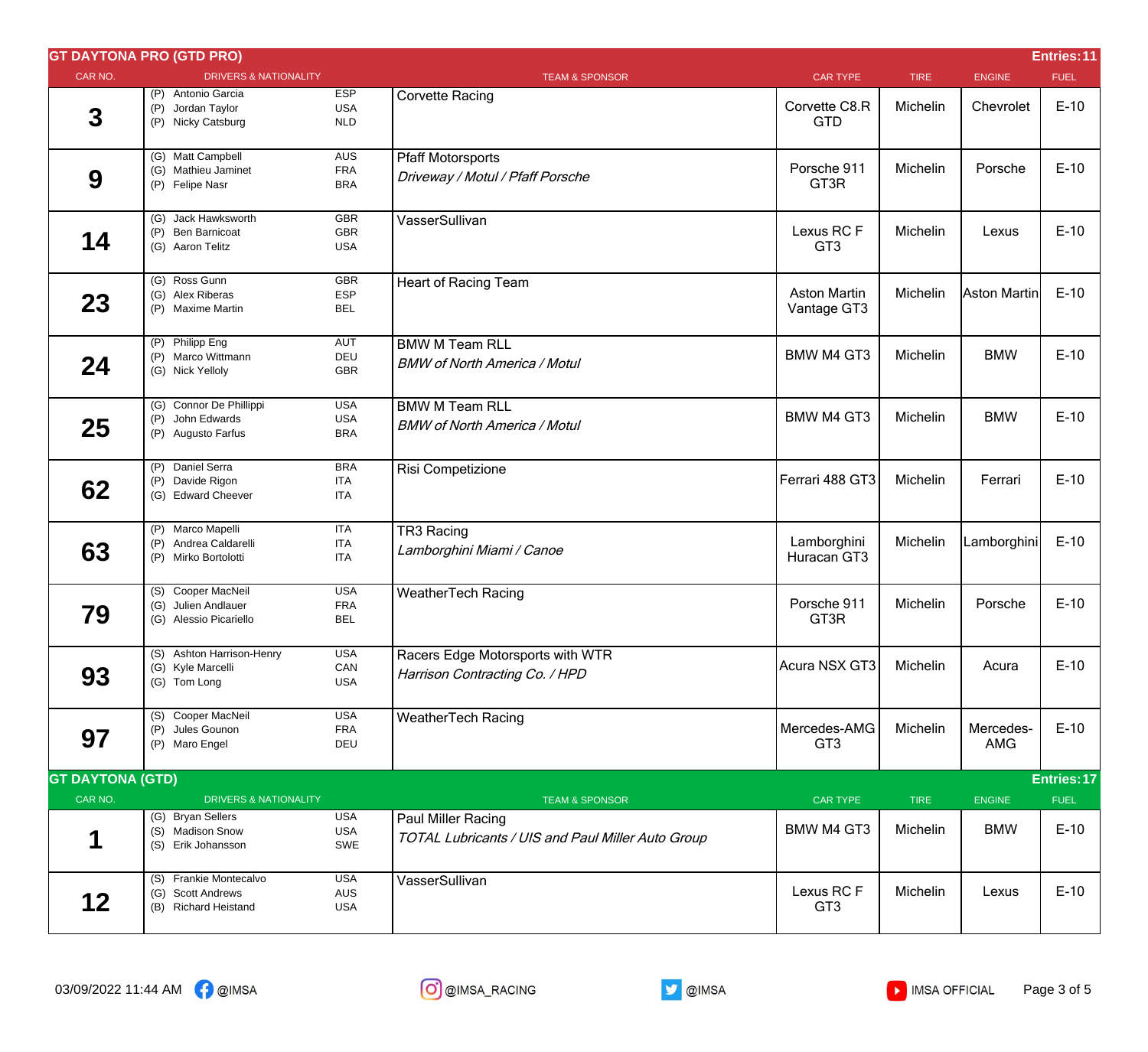## GT DAYTONA PRO (GTD PRO)

Entries: 11

| CAR NO. | DRIVERS & NATIONALITY | | TEAM & SPONSOR | CAR TYPE | TIRE | ENGINE | FUEL |
|---|---|---|---|---|---|---|---|
| 3 | (P) Antonio Garcia<br>(P) Jordan Taylor<br>(P) Nicky Catsburg | ESP<br>USA<br>NLD | Corvette Racing | Corvette C8.R GTD | Michelin | Chevrolet | E-10 |
| 9 | (G) Matt Campbell<br>(G) Mathieu Jaminet<br>(P) Felipe Nasr | AUS<br>FRA<br>BRA | Pfaff Motorsports<br>*Driveway / Motul / Pfaff Porsche* | Porsche 911 GT3R | Michelin | Porsche | E-10 |
| 14 | (G) Jack Hawksworth<br>(P) Ben Barnicoat<br>(G) Aaron Telitz | GBR<br>GBR<br>USA | VasserSullivan | Lexus RC F GT3 | Michelin | Lexus | E-10 |
| 23 | (G) Ross Gunn<br>(G) Alex Riberas<br>(P) Maxime Martin | GBR<br>ESP<br>BEL | Heart of Racing Team | Aston Martin Vantage GT3 | Michelin | Aston Martin | E-10 |
| 24 | (P) Philipp Eng<br>(P) Marco Wittmann<br>(G) Nick Yelloly | AUT<br>DEU<br>GBR | BMW M Team RLL<br>*BMW of North America / Motul* | BMW M4 GT3 | Michelin | BMW | E-10 |
| 25 | (G) Connor De Phillippi<br>(P) John Edwards<br>(P) Augusto Farfus | USA<br>USA<br>BRA | BMW M Team RLL<br>*BMW of North America / Motul* | BMW M4 GT3 | Michelin | BMW | E-10 |
| 62 | (P) Daniel Serra<br>(P) Davide Rigon<br>(G) Edward Cheever | BRA<br>ITA<br>ITA | Risi Competizione | Ferrari 488 GT3 | Michelin | Ferrari | E-10 |
| 63 | (P) Marco Mapelli<br>(P) Andrea Caldarelli<br>(P) Mirko Bortolotti | ITA<br>ITA<br>ITA | TR3 Racing<br>*Lamborghini Miami / Canoe* | Lamborghini Huracan GT3 | Michelin | Lamborghini | E-10 |
| 79 | (S) Cooper MacNeil<br>(G) Julien Andlauer<br>(G) Alessio Picariello | USA<br>FRA<br>BEL | WeatherTech Racing | Porsche 911 GT3R | Michelin | Porsche | E-10 |
| 93 | (S) Ashton Harrison-Henry<br>(G) Kyle Marcelli<br>(G) Tom Long | USA<br>CAN<br>USA | Racers Edge Motorsports with WTR<br>*Harrison Contracting Co. / HPD* | Acura NSX GT3 | Michelin | Acura | E-10 |
| 97 | (S) Cooper MacNeil<br>(P) Jules Gounon<br>(P) Maro Engel | USA<br>FRA<br>DEU | WeatherTech Racing | Mercedes-AMG GT3 | Michelin | Mercedes-AMG | E-10 |

## GT DAYTONA (GTD)

Entries: 17

| CAR NO. | DRIVERS & NATIONALITY | | TEAM & SPONSOR | CAR TYPE | TIRE | ENGINE | FUEL |
|---|---|---|---|---|---|---|---|
| 1 | (G) Bryan Sellers<br>(S) Madison Snow<br>(S) Erik Johansson | USA<br>USA<br>SWE | Paul Miller Racing<br>*TOTAL Lubricants / UIS and Paul Miller Auto Group* | BMW M4 GT3 | Michelin | BMW | E-10 |
| 12 | (S) Frankie Montecalvo<br>(G) Scott Andrews<br>(B) Richard Heistand | USA<br>AUS<br>USA | VasserSullivan | Lexus RC F GT3 | Michelin | Lexus | E-10 |

03/09/2022 11:44 AM @IMSA @IMSA_RACING @IMSA IMSA OFFICIAL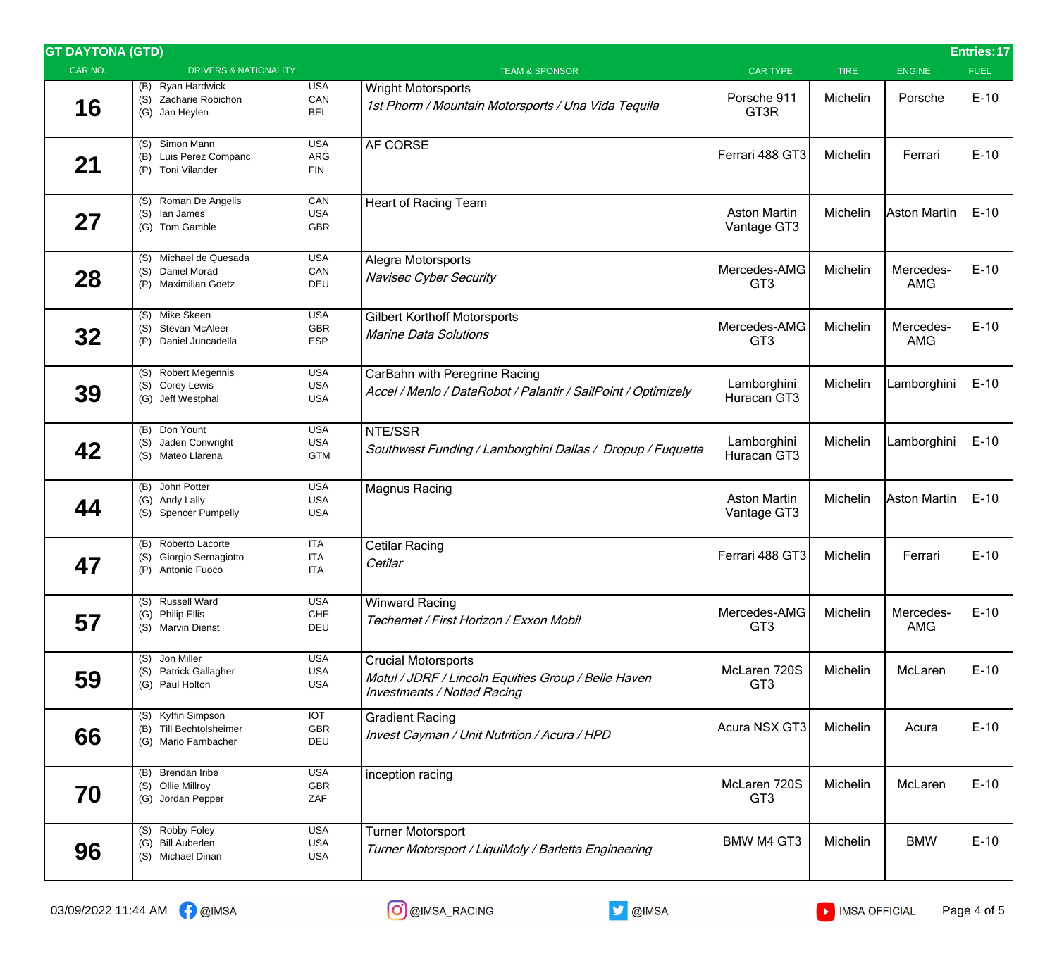## GT DAYTONA (GTD)

Entries: 17

| CAR NO. | DRIVERS & NATIONALITY | TEAM & SPONSOR | CAR TYPE | TIRE | ENGINE | FUEL |
|---|---|---|---|---|---|---|
| **16** | (B) Ryan Hardwick USA<br>(S) Zacharie Robichon CAN<br>(G) Jan Heylen BEL | Wright Motorsports<br>*1st Phorm / Mountain Motorsports / Una Vida Tequila* | Porsche 911 GT3R | Michelin | Porsche | E-10 |
| **21** | (S) Simon Mann USA<br>(B) Luis Perez Companc ARG<br>(P) Toni Vilander FIN | AF CORSE | Ferrari 488 GT3 | Michelin | Ferrari | E-10 |
| **27** | (S) Roman De Angelis CAN<br>(S) Ian James USA<br>(G) Tom Gamble GBR | Heart of Racing Team | Aston Martin Vantage GT3 | Michelin | Aston Martin | E-10 |
| **28** | (S) Michael de Quesada USA<br>(S) Daniel Morad CAN<br>(P) Maximilian Goetz DEU | Alegra Motorsports<br>*Navisec Cyber Security* | Mercedes-AMG GT3 | Michelin | Mercedes-AMG | E-10 |
| **32** | (S) Mike Skeen USA<br>(S) Stevan McAleer GBR<br>(P) Daniel Juncadella ESP | Gilbert Korthoff Motorsports<br>*Marine Data Solutions* | Mercedes-AMG GT3 | Michelin | Mercedes-AMG | E-10 |
| **39** | (S) Robert Megennis USA<br>(S) Corey Lewis USA<br>(G) Jeff Westphal USA | CarBahn with Peregrine Racing<br>*Accel / Menlo / DataRobot / Palantir / SailPoint / Optimizely* | Lamborghini Huracan GT3 | Michelin | Lamborghini | E-10 |
| **42** | (B) Don Yount USA<br>(S) Jaden Conwright USA<br>(S) Mateo Llarena GTM | NTE/SSR<br>*Southwest Funding / Lamborghini Dallas / Dropup / Fuquette* | Lamborghini Huracan GT3 | Michelin | Lamborghini | E-10 |
| **44** | (B) John Potter USA<br>(G) Andy Lally USA<br>(S) Spencer Pumpelly USA | Magnus Racing | Aston Martin Vantage GT3 | Michelin | Aston Martin | E-10 |
| **47** | (B) Roberto Lacorte ITA<br>(S) Giorgio Sernagiotto ITA<br>(P) Antonio Fuoco ITA | Cetilar Racing<br>*Cetilar* | Ferrari 488 GT3 | Michelin | Ferrari | E-10 |
| **57** | (S) Russell Ward USA<br>(G) Philip Ellis CHE<br>(S) Marvin Dienst DEU | Winward Racing<br>*Techemet / First Horizon / Exxon Mobil* | Mercedes-AMG GT3 | Michelin | Mercedes-AMG | E-10 |
| **59** | (S) Jon Miller USA<br>(S) Patrick Gallagher USA<br>(G) Paul Holton USA | Crucial Motorsports<br>*Motul / JDRF / Lincoln Equities Group / Belle Haven Investments / Notlad Racing* | McLaren 720S GT3 | Michelin | McLaren | E-10 |
| **66** | (S) Kyffin Simpson IOT<br>(B) Till Bechtolsheimer GBR<br>(G) Mario Farnbacher DEU | Gradient Racing<br>*Invest Cayman / Unit Nutrition / Acura / HPD* | Acura NSX GT3 | Michelin | Acura | E-10 |
| **70** | (B) Brendan Iribe USA<br>(S) Ollie Millroy GBR<br>(G) Jordan Pepper ZAF | inception racing | McLaren 720S GT3 | Michelin | McLaren | E-10 |
| **96** | (S) Robby Foley USA<br>(G) Bill Auberlen USA<br>(S) Michael Dinan USA | Turner Motorsport<br>*Turner Motorsport / LiquiMoly / Barletta Engineering* | BMW M4 GT3 | Michelin | BMW | E-10 |

03/09/2022 11:44 AM @IMSA @IMSA_RACING @IMSA IMSA OFFICIAL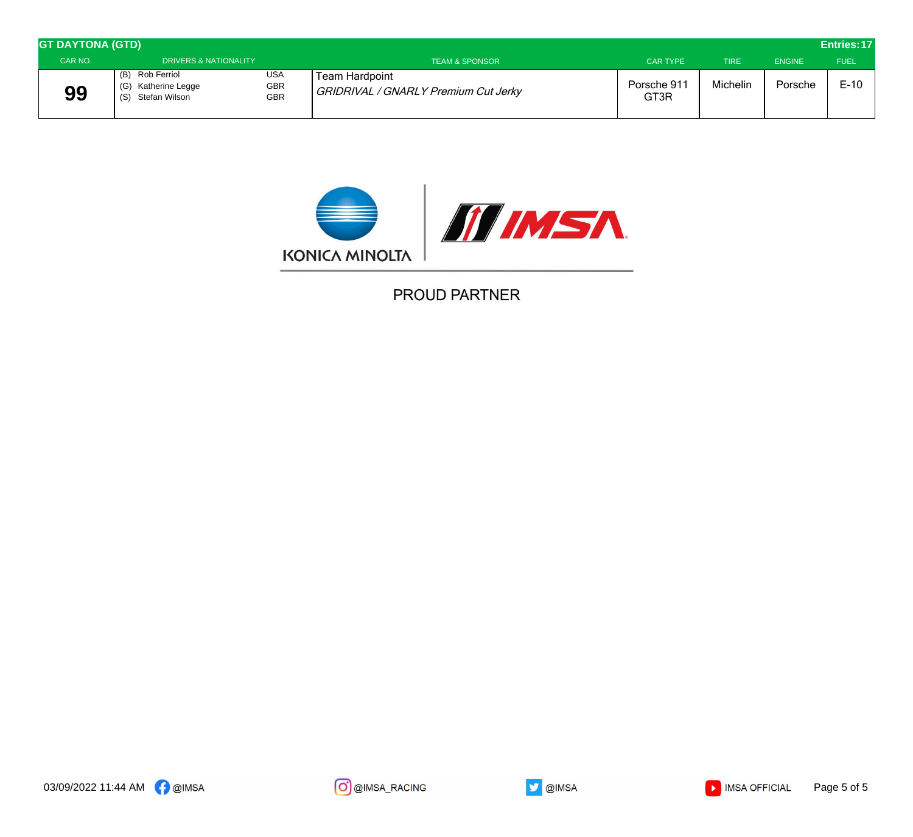## GT DAYTONA (GTD)

Entries: 17

| CAR NO. | DRIVERS & NATIONALITY | | TEAM & SPONSOR | CAR TYPE | TIRE | ENGINE | FUEL |
|---|---|---|---|---|---|---|---|
| 99 | (B) Rob Ferriol<br>(G) Katherine Legge<br>(S) Stefan Wilson | USA<br>GBR<br>GBR | Team Hardpoint<br>*GRIDRIVAL / GNARLY Premium Cut Jerky* | Porsche 911 GT3R | Michelin | Porsche | E-10 |

KONICA MINOLTA | IMSA

PROUD PARTNER

03/09/2022 11:44 AM @IMSA @IMSA_RACING @IMSA IMSA OFFICIAL